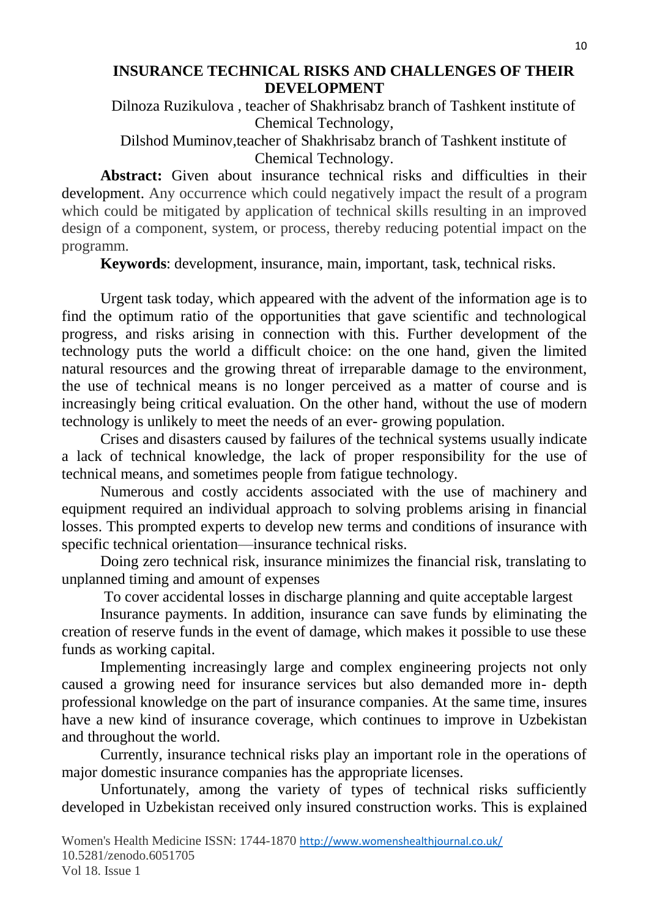# INSURANCE TECHNICAL RISKS AND CHALLENGES OF THEIR DEVELOPMENT

Dilnoza Ruzikulova , teacher of Shakhrisabz branch of Tashkent institute of Chemical Technology,

Dilshod Muminov,teacher of Shakhrisabz branch of Tashkent institute of Chemical Technology.

**Abstract:** Given about insurance technical risks and difficulties in their development. Any occurrence which could negatively impact the result of a program which could be mitigated by application of technical skills resulting in an improved design of a component, system, or process, thereby reducing potential impact on the programm.

**Keywords**: development, insurance, main, important, task, technical risks.

Urgent task today, which appeared with the advent of the information age is to find the optimum ratio of the opportunities that gave scientific and technological progress, and risks arising in connection with this. Further development of the technology puts the world a difficult choice: on the one hand, given the limited natural resources and the growing threat of irreparable damage to the environment, the use of technical means is no longer perceived as a matter of course and is increasingly being critical evaluation. On the other hand, without the use of modern technology is unlikely to meet the needs of an ever- growing population.

Crises and disasters caused by failures of the technical systems usually indicate a lack of technical knowledge, the lack of proper responsibility for the use of technical means, and sometimes people from fatigue technology.

Numerous and costly accidents associated with the use of machinery and equipment required an individual approach to solving problems arising in financial losses. This prompted experts to develop new terms and conditions of insurance with specific technical orientation—insurance technical risks.

Doing zero technical risk, insurance minimizes the financial risk, translating to unplanned timing and amount of expenses

To cover accidental losses in discharge planning and quite acceptable largest

Insurance payments. In addition, insurance can save funds by eliminating the creation of reserve funds in the event of damage, which makes it possible to use these funds as working capital.

Implementing increasingly large and complex engineering projects not only caused a growing need for insurance services but also demanded more in- depth professional knowledge on the part of insurance companies. At the same time, insures have a new kind of insurance coverage, which continues to improve in Uzbekistan and throughout the world.

Currently, insurance technical risks play an important role in the operations of major domestic insurance companies has the appropriate licenses.

Unfortunately, among the variety of types of technical risks sufficiently developed in Uzbekistan received only insured construction works. This is explained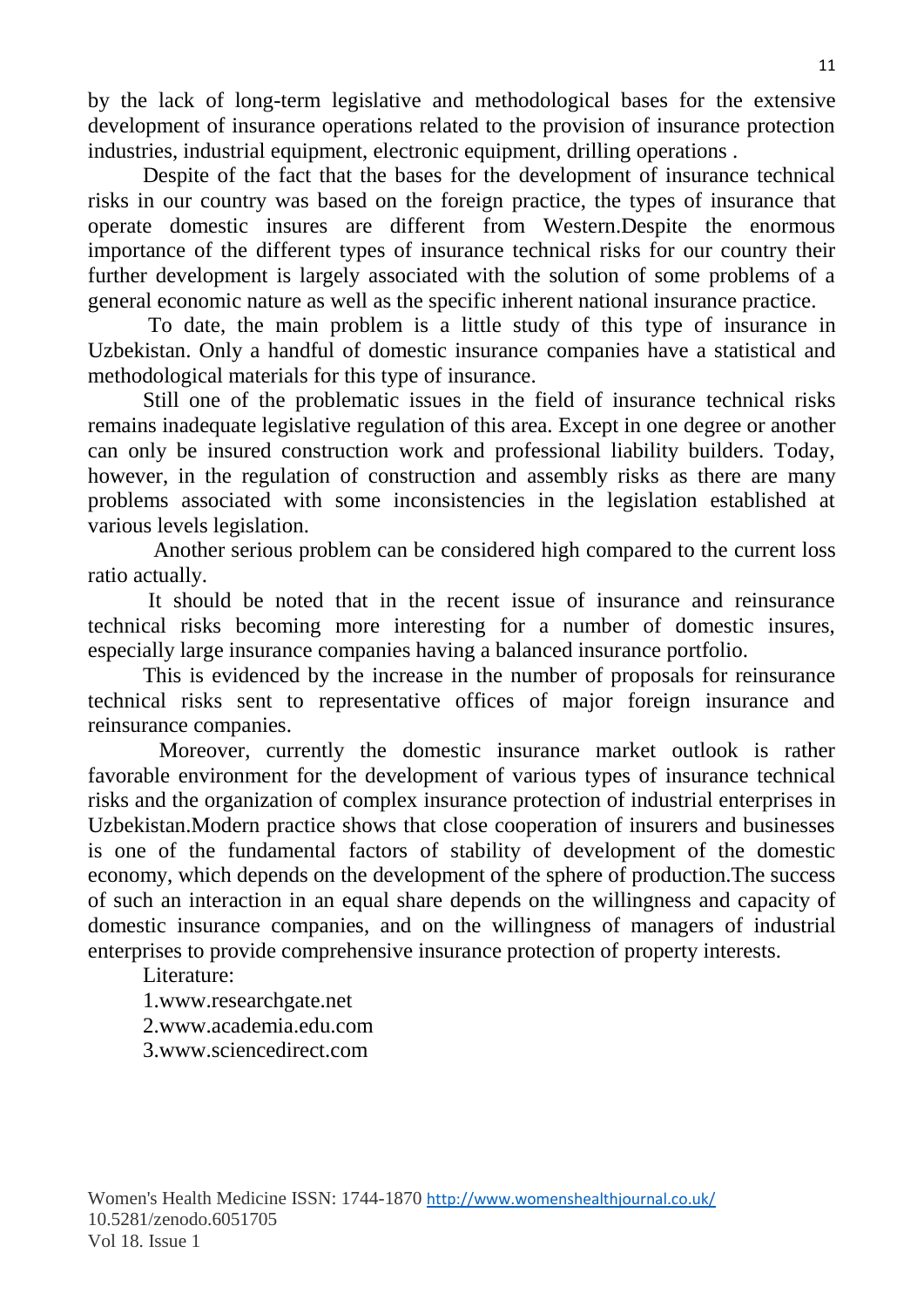by the lack of long-term legislative and methodological bases for the extensive development of insurance operations related to the provision of insurance protection industries, industrial equipment, electronic equipment, drilling operations .

Despite of the fact that the bases for the development of insurance technical risks in our country was based on the foreign practice, the types of insurance that operate domestic insures are different from Western.Despite the enormous importance of the different types of insurance technical risks for our country their further development is largely associated with the solution of some problems of a general economic nature as well as the specific inherent national insurance practice.

To date, the main problem is a little study of this type of insurance in Uzbekistan. Only a handful of domestic insurance companies have a statistical and methodological materials for this type of insurance.

Still one of the problematic issues in the field of insurance technical risks remains inadequate legislative regulation of this area. Except in one degree or another can only be insured construction work and professional liability builders. Today, however, in the regulation of construction and assembly risks as there are many problems associated with some inconsistencies in the legislation established at various levels legislation.

Another serious problem can be considered high compared to the current loss ratio actually.

It should be noted that in the recent issue of insurance and reinsurance technical risks becoming more interesting for a number of domestic insures, especially large insurance companies having a balanced insurance portfolio.

This is evidenced by the increase in the number of proposals for reinsurance technical risks sent to representative offices of major foreign insurance and reinsurance companies.

Moreover, currently the domestic insurance market outlook is rather favorable environment for the development of various types of insurance technical risks and the organization of complex insurance protection of industrial enterprises in Uzbekistan.Modern practice shows that close cooperation of insurers and businesses is one of the fundamental factors of stability of development of the domestic economy, which depends on the development of the sphere of production.The success of such an interaction in an equal share depends on the willingness and capacity of domestic insurance companies, and on the willingness of managers of industrial enterprises to provide comprehensive insurance protection of property interests.

Literature:

1.www.researchgate.net

2.www.academia.edu.com

3.www.sciencedirect.com